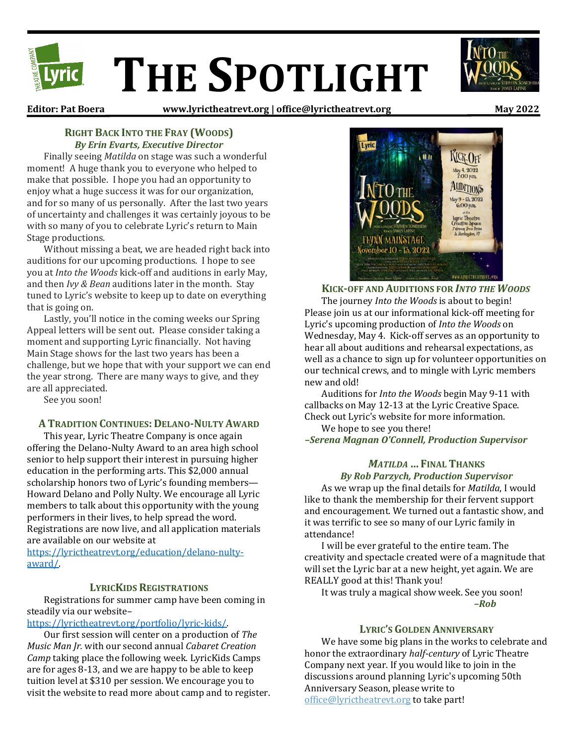# THE SPOTLIGHT

**Editor: Pat Boera** **www.lyrictheatrevt.org | office@lyrictheatrevt.org** **May 2022**

## RIGHT BACK INTO THE FRAY (WOODS)

***By Erin Evarts, Executive Director***

Finally seeing *Matilda* on stage was such a wonderful moment! A huge thank you to everyone who helped to make that possible. I hope you had an opportunity to enjoy what a huge success it was for our organization, and for so many of us personally. After the last two years of uncertainty and challenges it was certainly joyous to be with so many of you to celebrate Lyric's return to Main Stage productions.

Without missing a beat, we are headed right back into auditions for our upcoming productions. I hope to see you at *Into the Woods* kick-off and auditions in early May, and then *Ivy & Bean* auditions later in the month. Stay tuned to Lyric's website to keep up to date on everything that is going on.

Lastly, you'll notice in the coming weeks our Spring Appeal letters will be sent out. Please consider taking a moment and supporting Lyric financially. Not having Main Stage shows for the last two years has been a challenge, but we hope that with your support we can end the year strong. There are many ways to give, and they are all appreciated.

See you soon!

## A TRADITION CONTINUES: DELANO-NULTY AWARD

This year, Lyric Theatre Company is once again offering the Delano-Nulty Award to an area high school senior to help support their interest in pursuing higher education in the performing arts. This $2,000 annual scholarship honors two of Lyric's founding members—Howard Delano and Polly Nulty. We encourage all Lyric members to talk about this opportunity with the young performers in their lives, to help spread the word. Registrations are now live, and all application materials are available on our website at https://lyrictheatrevt.org/education/delano-nulty-award/.

## LYRICKIDS REGISTRATIONS

Registrations for summer camp have been coming in steadily via our website– https://lyrictheatrevt.org/portfolio/lyric-kids/.

Our first session will center on a production of *The Music Man Jr.* with our second annual *Cabaret Creation Camp* taking place the following week. LyricKids Camps are for ages 8-13, and we are happy to be able to keep tuition level at $310 per session. We encourage you to visit the website to read more about camp and to register.

## KICK-OFF AND AUDITIONS FOR *INTO THE WOODS*

The journey *Into the Woods* is about to begin! Please join us at our informational kick-off meeting for Lyric's upcoming production of *Into the Woods* on Wednesday, May 4. Kick-off serves as an opportunity to hear all about auditions and rehearsal expectations, as well as a chance to sign up for volunteer opportunities on our technical crews, and to mingle with Lyric members new and old!

Auditions for *Into the Woods* begin May 9-11 with callbacks on May 12-13 at the Lyric Creative Space. Check out Lyric's website for more information.

We hope to see you there!

***–Serena Magnan O'Connell, Production Supervisor***

## *MATILDA* ... FINAL THANKS

***By Rob Parzych, Production Supervisor***

As we wrap up the final details for *Matilda*, I would like to thank the membership for their fervent support and encouragement. We turned out a fantastic show, and it was terrific to see so many of our Lyric family in attendance!

I will be ever grateful to the entire team. The creativity and spectacle created were of a magnitude that will set the Lyric bar at a new height, yet again. We are REALLY good at this! Thank you!

It was truly a magical show week. See you soon!

***–Rob***

## LYRIC'S GOLDEN ANNIVERSARY

We have some big plans in the works to celebrate and honor the extraordinary *half-century* of Lyric Theatre Company next year. If you would like to join in the discussions around planning Lyric's upcoming 50th Anniversary Season, please write to office@lyrictheatrevt.org to take part!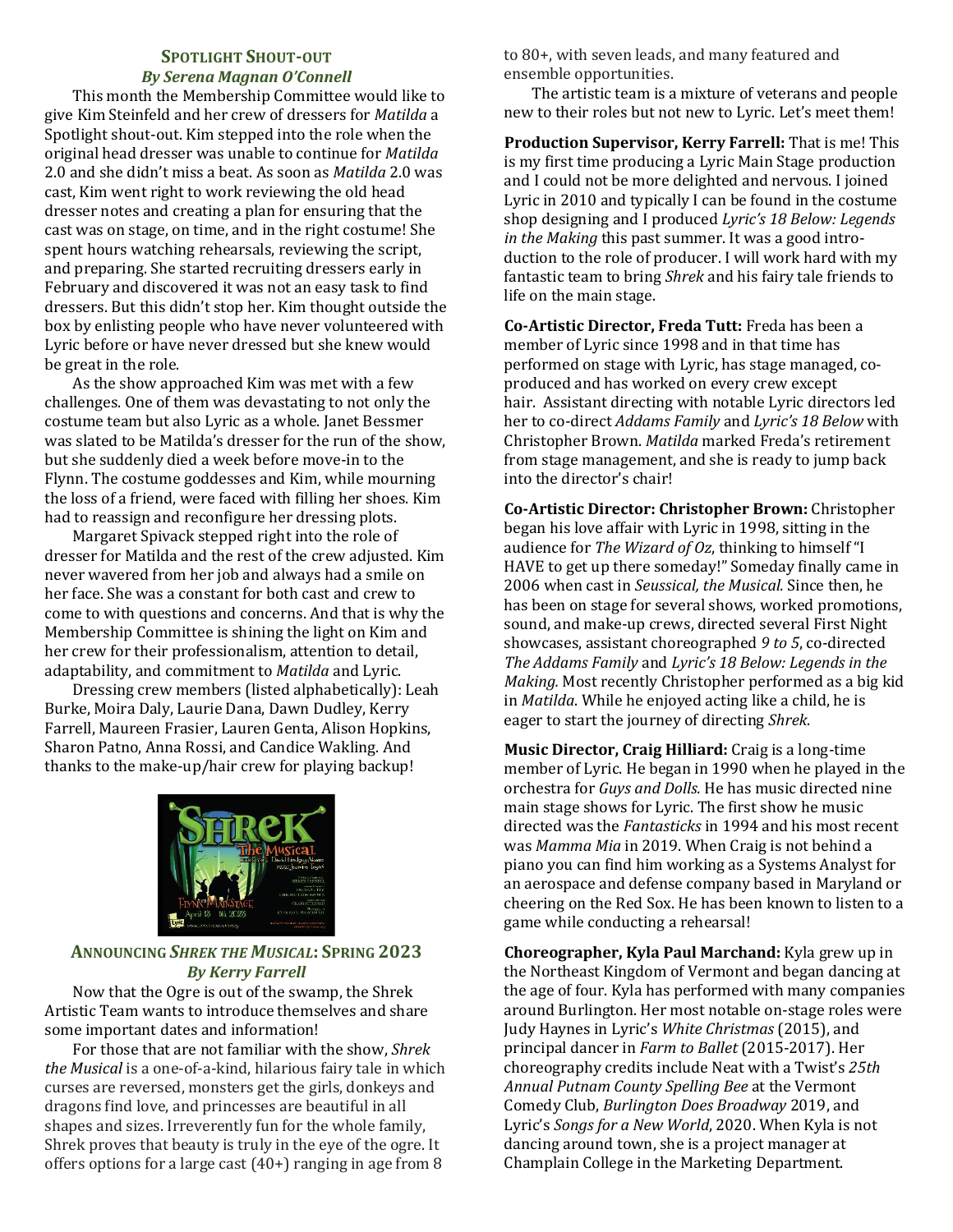### Spotlight Shout-out
*By Serena Magnan O'Connell*

This month the Membership Committee would like to give Kim Steinfeld and her crew of dressers for *Matilda* a Spotlight shout-out. Kim stepped into the role when the original head dresser was unable to continue for *Matilda* 2.0 and she didn't miss a beat. As soon as *Matilda* 2.0 was cast, Kim went right to work reviewing the old head dresser notes and creating a plan for ensuring that the cast was on stage, on time, and in the right costume! She spent hours watching rehearsals, reviewing the script, and preparing. She started recruiting dressers early in February and discovered it was not an easy task to find dressers. But this didn't stop her. Kim thought outside the box by enlisting people who have never volunteered with Lyric before or have never dressed but she knew would be great in the role.

As the show approached Kim was met with a few challenges. One of them was devastating to not only the costume team but also Lyric as a whole. Janet Bessmer was slated to be Matilda's dresser for the run of the show, but she suddenly died a week before move-in to the Flynn. The costume goddesses and Kim, while mourning the loss of a friend, were faced with filling her shoes. Kim had to reassign and reconfigure her dressing plots.

Margaret Spivack stepped right into the role of dresser for Matilda and the rest of the crew adjusted. Kim never wavered from her job and always had a smile on her face. She was a constant for both cast and crew to come to with questions and concerns. And that is why the Membership Committee is shining the light on Kim and her crew for their professionalism, attention to detail, adaptability, and commitment to *Matilda* and Lyric.

Dressing crew members (listed alphabetically): Leah Burke, Moira Daly, Laurie Dana, Dawn Dudley, Kerry Farrell, Maureen Frasier, Lauren Genta, Alison Hopkins, Sharon Patno, Anna Rossi, and Candice Wakling. And thanks to the make-up/hair crew for playing backup!

### Announcing *Shrek the Musical*: Spring 2023
*By Kerry Farrell*

Now that the Ogre is out of the swamp, the Shrek Artistic Team wants to introduce themselves and share some important dates and information!

For those that are not familiar with the show, *Shrek the Musical* is a one-of-a-kind, hilarious fairy tale in which curses are reversed, monsters get the girls, donkeys and dragons find love, and princesses are beautiful in all shapes and sizes. Irreverently fun for the whole family, Shrek proves that beauty is truly in the eye of the ogre. It offers options for a large cast (40+) ranging in age from 8 to 80+, with seven leads, and many featured and ensemble opportunities.

The artistic team is a mixture of veterans and people new to their roles but not new to Lyric. Let's meet them!

**Production Supervisor, Kerry Farrell:** That is me! This is my first time producing a Lyric Main Stage production and I could not be more delighted and nervous. I joined Lyric in 2010 and typically I can be found in the costume shop designing and I produced *Lyric's 18 Below: Legends in the Making* this past summer. It was a good introduction to the role of producer. I will work hard with my fantastic team to bring *Shrek* and his fairy tale friends to life on the main stage.

**Co-Artistic Director, Freda Tutt:** Freda has been a member of Lyric since 1998 and in that time has performed on stage with Lyric, has stage managed, co-produced and has worked on every crew except hair. Assistant directing with notable Lyric directors led her to co-direct *Addams Family* and *Lyric's 18 Below* with Christopher Brown. *Matilda* marked Freda's retirement from stage management, and she is ready to jump back into the director's chair!

**Co-Artistic Director: Christopher Brown:** Christopher began his love affair with Lyric in 1998, sitting in the audience for *The Wizard of Oz*, thinking to himself "I HAVE to get up there someday!" Someday finally came in 2006 when cast in *Seussical, the Musical.* Since then, he has been on stage for several shows, worked promotions, sound, and make-up crews, directed several First Night showcases, assistant choreographed *9 to 5*, co-directed *The Addams Family* and *Lyric's 18 Below: Legends in the Making.* Most recently Christopher performed as a big kid in *Matilda*. While he enjoyed acting like a child, he is eager to start the journey of directing *Shrek*.

**Music Director, Craig Hilliard:** Craig is a long-time member of Lyric. He began in 1990 when he played in the orchestra for *Guys and Dolls.* He has music directed nine main stage shows for Lyric. The first show he music directed was the *Fantasticks* in 1994 and his most recent was *Mamma Mia* in 2019. When Craig is not behind a piano you can find him working as a Systems Analyst for an aerospace and defense company based in Maryland or cheering on the Red Sox. He has been known to listen to a game while conducting a rehearsal!

**Choreographer, Kyla Paul Marchand:** Kyla grew up in the Northeast Kingdom of Vermont and began dancing at the age of four. Kyla has performed with many companies around Burlington. Her most notable on-stage roles were Judy Haynes in Lyric's *White Christmas* (2015), and principal dancer in *Farm to Ballet* (2015-2017). Her choreography credits include Neat with a Twist's *25th Annual Putnam County Spelling Bee* at the Vermont Comedy Club, *Burlington Does Broadway* 2019, and Lyric's *Songs for a New World*, 2020. When Kyla is not dancing around town, she is a project manager at Champlain College in the Marketing Department.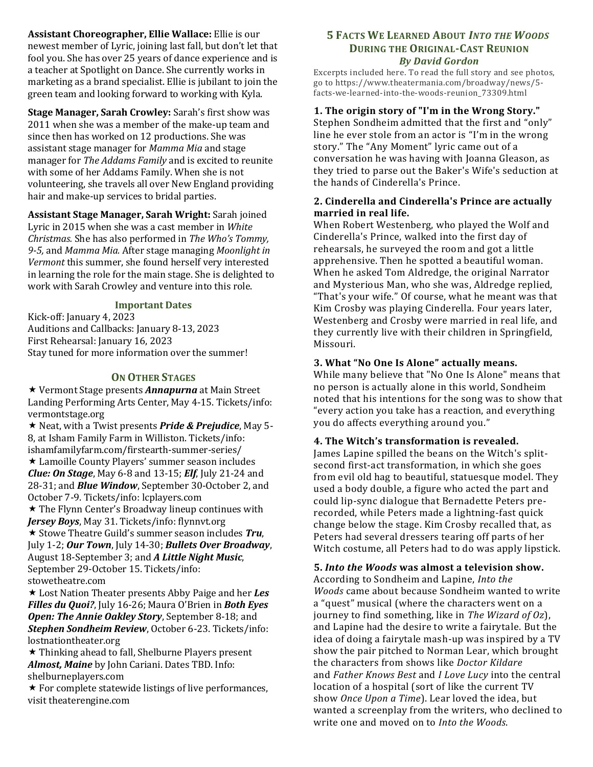**Assistant Choreographer, Ellie Wallace:** Ellie is our newest member of Lyric, joining last fall, but don't let that fool you. She has over 25 years of dance experience and is a teacher at Spotlight on Dance. She currently works in marketing as a brand specialist. Ellie is jubilant to join the green team and looking forward to working with Kyla.

**Stage Manager, Sarah Crowley:** Sarah's first show was 2011 when she was a member of the make-up team and since then has worked on 12 productions. She was assistant stage manager for *Mamma Mia* and stage manager for *The Addams Family* and is excited to reunite with some of her Addams Family. When she is not volunteering, she travels all over New England providing hair and make-up services to bridal parties.

**Assistant Stage Manager, Sarah Wright:** Sarah joined Lyric in 2015 when she was a cast member in *White Christmas.* She has also performed in *The Who's Tommy, 9-5,* and *Mamma Mia.* After stage managing *Moonlight in Vermont* this summer, she found herself very interested in learning the role for the main stage. She is delighted to work with Sarah Crowley and venture into this role.

### Important Dates

Kick-off: January 4, 2023
Auditions and Callbacks: January 8-13, 2023
First Rehearsal: January 16, 2023
Stay tuned for more information over the summer!

### On Other Stages

★ Vermont Stage presents ***Annapurna*** at Main Street Landing Performing Arts Center, May 4-15. Tickets/info: vermontstage.org

★ Neat, with a Twist presents ***Pride & Prejudice***, May 5-8, at Isham Family Farm in Williston. Tickets/info: ishamfamilyfarm.com/firstearth-summer-series/

★ Lamoille County Players' summer season includes ***Clue: On Stage***, May 6-8 and 13-15; ***Elf***, July 21-24 and 28-31; and ***Blue Window***, September 30-October 2, and October 7-9. Tickets/info: lcplayers.com

★ The Flynn Center's Broadway lineup continues with ***Jersey Boys***, May 31. Tickets/info: flynnvt.org

★ Stowe Theatre Guild's summer season includes ***Tru***, July 1-2; ***Our Town***, July 14-30; ***Bullets Over Broadway***, August 18-September 3; and ***A Little Night Music***, September 29-October 15. Tickets/info: stowetheatre.com

★ Lost Nation Theater presents Abby Paige and her ***Les Filles du Quoi?***, July 16-26; Maura O'Brien in ***Both Eyes Open: The Annie Oakley Story***, September 8-18; and ***Stephen Sondheim Review***, October 6-23. Tickets/info: lostnationtheater.org

★ Thinking ahead to fall, Shelburne Players present ***Almost, Maine*** by John Cariani. Dates TBD. Info: shelburneplayers.com

★ For complete statewide listings of live performances, visit theaterengine.com

## 5 Facts We Learned About *Into the Woods* During the Original-Cast Reunion

***By David Gordon***

Excerpts included here. To read the full story and see photos, go to https://www.theatermania.com/broadway/news/5-facts-we-learned-into-the-woods-reunion_73309.html

**1. The origin story of "I'm in the Wrong Story."**
Stephen Sondheim admitted that the first and "only" line he ever stole from an actor is "I'm in the wrong story." The "Any Moment" lyric came out of a conversation he was having with Joanna Gleason, as they tried to parse out the Baker's Wife's seduction at the hands of Cinderella's Prince.

**2. Cinderella and Cinderella's Prince are actually married in real life.**
When Robert Westenberg, who played the Wolf and Cinderella's Prince, walked into the first day of rehearsals, he surveyed the room and got a little apprehensive. Then he spotted a beautiful woman. When he asked Tom Aldredge, the original Narrator and Mysterious Man, who she was, Aldredge replied, "That's your wife." Of course, what he meant was that Kim Crosby was playing Cinderella. Four years later, Westenberg and Crosby were married in real life, and they currently live with their children in Springfield, Missouri.

**3. What "No One Is Alone" actually means.**
While many believe that "No One Is Alone" means that no person is actually alone in this world, Sondheim noted that his intentions for the song was to show that "every action you take has a reaction, and everything you do affects everything around you."

**4. The Witch's transformation is revealed.**
James Lapine spilled the beans on the Witch's split-second first-act transformation, in which she goes from evil old hag to beautiful, statuesque model. They used a body double, a figure who acted the part and could lip-sync dialogue that Bernadette Peters pre-recorded, while Peters made a lightning-fast quick change below the stage. Kim Crosby recalled that, as Peters had several dressers tearing off parts of her Witch costume, all Peters had to do was apply lipstick.

**5. *Into the Woods* was almost a television show.**
According to Sondheim and Lapine, *Into the Woods* came about because Sondheim wanted to write a "quest" musical (where the characters went on a journey to find something, like in *The Wizard of Oz*), and Lapine had the desire to write a fairytale. But the idea of doing a fairytale mash-up was inspired by a TV show the pair pitched to Norman Lear, which brought the characters from shows like *Doctor Kildare* and *Father Knows Best* and *I Love Lucy* into the central location of a hospital (sort of like the current TV show *Once Upon a Time*). Lear loved the idea, but wanted a screenplay from the writers, who declined to write one and moved on to *Into the Woods*.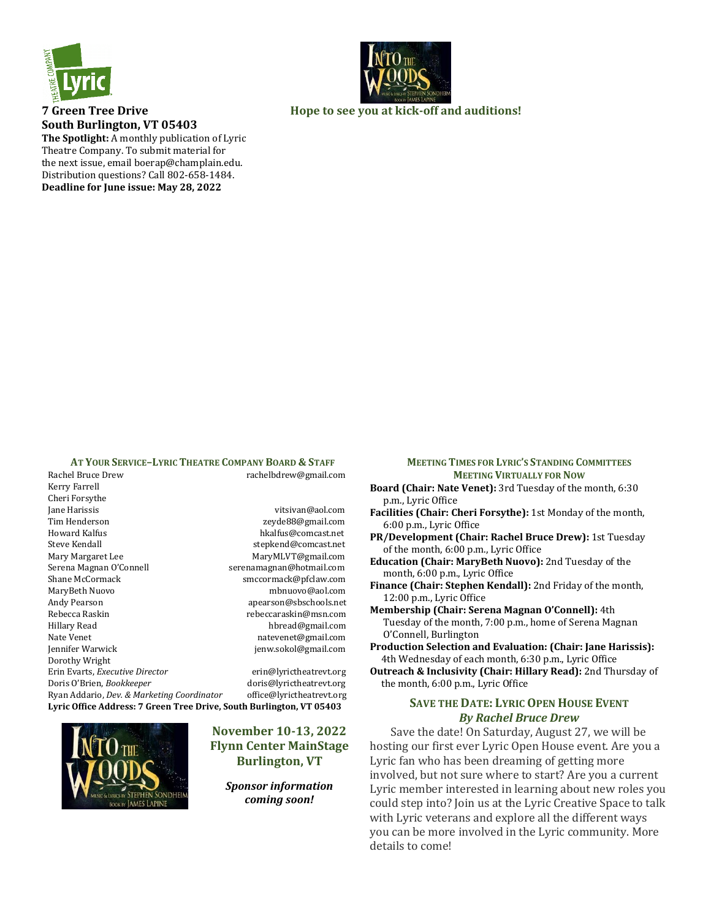**7 Green Tree Drive**
**South Burlington, VT 05403**

**The Spotlight:** A monthly publication of Lyric Theatre Company. To submit material for the next issue, email boerap@champlain.edu. Distribution questions? Call 802-658-1484.
**Deadline for June issue: May 28, 2022**

**Hope to see you at kick-off and auditions!**

## AT YOUR SERVICE–LYRIC THEATRE COMPANY BOARD & STAFF

| | |
|---|---|
| Rachel Bruce Drew | rachelbdrew@gmail.com |
| Kerry Farrell | |
| Cheri Forsythe | |
| Jane Harissis | vitsivan@aol.com |
| Tim Henderson | zeyde88@gmail.com |
| Howard Kalfus | hkalfus@comcast.net |
| Steve Kendall | stepkend@comcast.net |
| Mary Margaret Lee | MaryMLVT@gmail.com |
| Serena Magnan O'Connell | serenamagnan@hotmail.com |
| Shane McCormack | smccormack@pfclaw.com |
| MaryBeth Nuovo | mbnuovo@aol.com |
| Andy Pearson | apearson@sbschools.net |
| Rebecca Raskin | rebeccaraskin@msn.com |
| Hillary Read | hbread@gmail.com |
| Nate Venet | natevenet@gmail.com |
| Jennifer Warwick | jenw.sokol@gmail.com |
| Dorothy Wright | |
| Erin Evarts, *Executive Director* | erin@lyrictheatrevt.org |
| Doris O'Brien, *Bookkeeper* | doris@lyrictheatrevt.org |
| Ryan Addario, *Dev. & Marketing Coordinator* | office@lyrictheatrevt.org |

**Lyric Office Address: 7 Green Tree Drive, South Burlington, VT 05403**

**November 10-13, 2022**
**Flynn Center MainStage**
**Burlington, VT**

***Sponsor information coming soon!***

## MEETING TIMES FOR LYRIC'S STANDING COMMITTEES
### MEETING VIRTUALLY FOR NOW

**Board (Chair: Nate Venet):** 3rd Tuesday of the month, 6:30 p.m., Lyric Office

**Facilities (Chair: Cheri Forsythe):** 1st Monday of the month, 6:00 p.m., Lyric Office

**PR/Development (Chair: Rachel Bruce Drew):** 1st Tuesday of the month, 6:00 p.m., Lyric Office

**Education (Chair: MaryBeth Nuovo):** 2nd Tuesday of the month, 6:00 p.m., Lyric Office

**Finance (Chair: Stephen Kendall):** 2nd Friday of the month, 12:00 p.m., Lyric Office

**Membership (Chair: Serena Magnan O'Connell):** 4th Tuesday of the month, 7:00 p.m., home of Serena Magnan O'Connell, Burlington

**Production Selection and Evaluation: (Chair: Jane Harissis):** 4th Wednesday of each month, 6:30 p.m., Lyric Office

**Outreach & Inclusivity (Chair: Hillary Read):** 2nd Thursday of the month, 6:00 p.m., Lyric Office

## SAVE THE DATE: LYRIC OPEN HOUSE EVENT
***By Rachel Bruce Drew***

Save the date! On Saturday, August 27, we will be hosting our first ever Lyric Open House event. Are you a Lyric fan who has been dreaming of getting more involved, but not sure where to start? Are you a current Lyric member interested in learning about new roles you could step into? Join us at the Lyric Creative Space to talk with Lyric veterans and explore all the different ways you can be more involved in the Lyric community. More details to come!